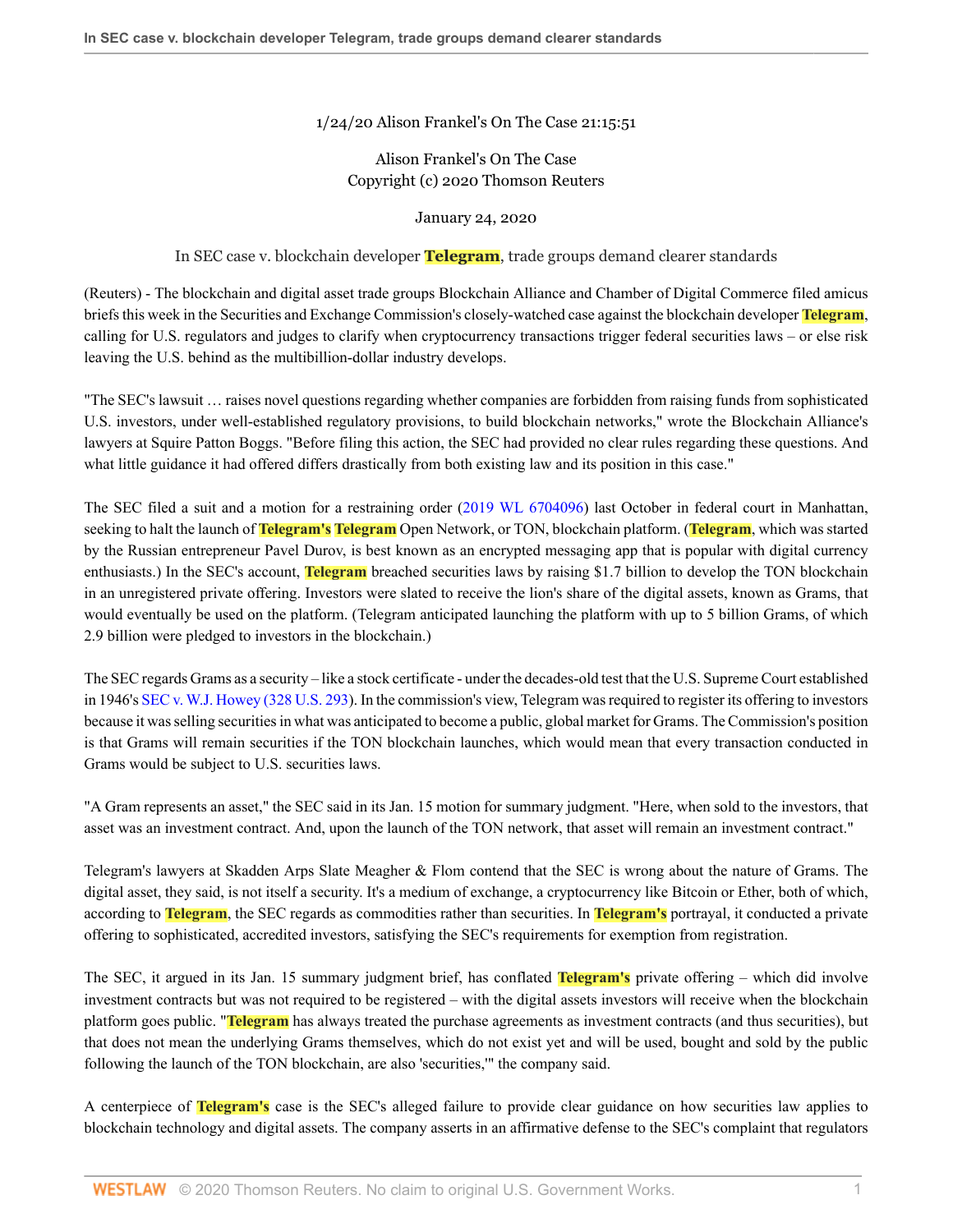1/24/20 Alison Frankel's On The Case 21:15:51

Alison Frankel's On The Case
Copyright (c) 2020 Thomson Reuters

January 24, 2020

# In SEC case v. blockchain developer Telegram, trade groups demand clearer standards

(Reuters) - The blockchain and digital asset trade groups Blockchain Alliance and Chamber of Digital Commerce filed amicus briefs this week in the Securities and Exchange Commission's closely-watched case against the blockchain developer Telegram, calling for U.S. regulators and judges to clarify when cryptocurrency transactions trigger federal securities laws – or else risk leaving the U.S. behind as the multibillion-dollar industry develops.

"The SEC's lawsuit … raises novel questions regarding whether companies are forbidden from raising funds from sophisticated U.S. investors, under well-established regulatory provisions, to build blockchain networks," wrote the Blockchain Alliance's lawyers at Squire Patton Boggs. "Before filing this action, the SEC had provided no clear rules regarding these questions. And what little guidance it had offered differs drastically from both existing law and its position in this case."

The SEC filed a suit and a motion for a restraining order (2019 WL 6704096) last October in federal court in Manhattan, seeking to halt the launch of Telegram's Telegram Open Network, or TON, blockchain platform. (Telegram, which was started by the Russian entrepreneur Pavel Durov, is best known as an encrypted messaging app that is popular with digital currency enthusiasts.) In the SEC's account, Telegram breached securities laws by raising $1.7 billion to develop the TON blockchain in an unregistered private offering. Investors were slated to receive the lion's share of the digital assets, known as Grams, that would eventually be used on the platform. (Telegram anticipated launching the platform with up to 5 billion Grams, of which 2.9 billion were pledged to investors in the blockchain.)

The SEC regards Grams as a security – like a stock certificate - under the decades-old test that the U.S. Supreme Court established in 1946's SEC v. W.J. Howey (328 U.S. 293). In the commission's view, Telegram was required to register its offering to investors because it was selling securities in what was anticipated to become a public, global market for Grams. The Commission's position is that Grams will remain securities if the TON blockchain launches, which would mean that every transaction conducted in Grams would be subject to U.S. securities laws.

"A Gram represents an asset," the SEC said in its Jan. 15 motion for summary judgment. "Here, when sold to the investors, that asset was an investment contract. And, upon the launch of the TON network, that asset will remain an investment contract."

Telegram's lawyers at Skadden Arps Slate Meagher & Flom contend that the SEC is wrong about the nature of Grams. The digital asset, they said, is not itself a security. It's a medium of exchange, a cryptocurrency like Bitcoin or Ether, both of which, according to Telegram, the SEC regards as commodities rather than securities. In Telegram's portrayal, it conducted a private offering to sophisticated, accredited investors, satisfying the SEC's requirements for exemption from registration.

The SEC, it argued in its Jan. 15 summary judgment brief, has conflated Telegram's private offering – which did involve investment contracts but was not required to be registered – with the digital assets investors will receive when the blockchain platform goes public. "Telegram has always treated the purchase agreements as investment contracts (and thus securities), but that does not mean the underlying Grams themselves, which do not exist yet and will be used, bought and sold by the public following the launch of the TON blockchain, are also 'securities,'" the company said.

A centerpiece of Telegram's case is the SEC's alleged failure to provide clear guidance on how securities law applies to blockchain technology and digital assets. The company asserts in an affirmative defense to the SEC's complaint that regulators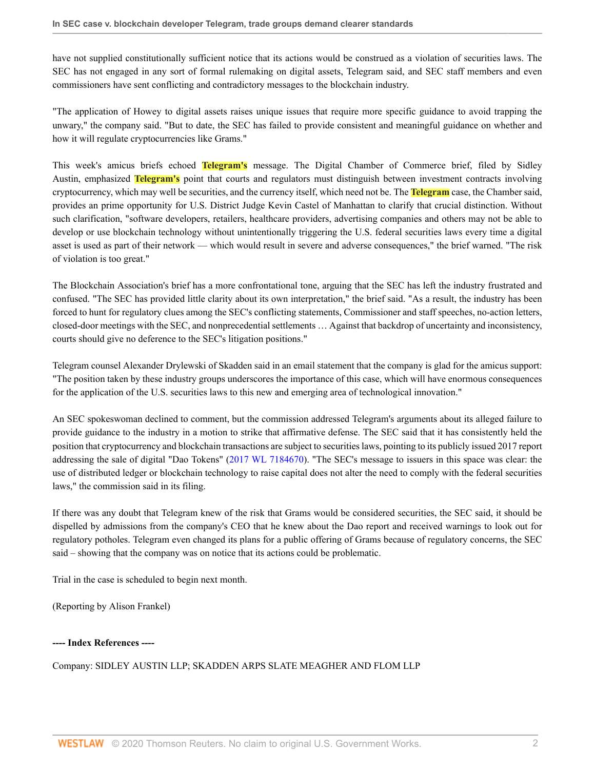have not supplied constitutionally sufficient notice that its actions would be construed as a violation of securities laws. The SEC has not engaged in any sort of formal rulemaking on digital assets, Telegram said, and SEC staff members and even commissioners have sent conflicting and contradictory messages to the blockchain industry.

"The application of Howey to digital assets raises unique issues that require more specific guidance to avoid trapping the unwary," the company said. "But to date, the SEC has failed to provide consistent and meaningful guidance on whether and how it will regulate cryptocurrencies like Grams."

This week's amicus briefs echoed **Telegram's** message. The Digital Chamber of Commerce brief, filed by Sidley Austin, emphasized **Telegram's** point that courts and regulators must distinguish between investment contracts involving cryptocurrency, which may well be securities, and the currency itself, which need not be. The **Telegram** case, the Chamber said, provides an prime opportunity for U.S. District Judge Kevin Castel of Manhattan to clarify that crucial distinction. Without such clarification, "software developers, retailers, healthcare providers, advertising companies and others may not be able to develop or use blockchain technology without unintentionally triggering the U.S. federal securities laws every time a digital asset is used as part of their network — which would result in severe and adverse consequences," the brief warned. "The risk of violation is too great."

The Blockchain Association's brief has a more confrontational tone, arguing that the SEC has left the industry frustrated and confused. "The SEC has provided little clarity about its own interpretation," the brief said. "As a result, the industry has been forced to hunt for regulatory clues among the SEC's conflicting statements, Commissioner and staff speeches, no-action letters, closed-door meetings with the SEC, and nonprecedential settlements … Against that backdrop of uncertainty and inconsistency, courts should give no deference to the SEC's litigation positions."

Telegram counsel Alexander Drylewski of Skadden said in an email statement that the company is glad for the amicus support: "The position taken by these industry groups underscores the importance of this case, which will have enormous consequences for the application of the U.S. securities laws to this new and emerging area of technological innovation."

An SEC spokeswoman declined to comment, but the commission addressed Telegram's arguments about its alleged failure to provide guidance to the industry in a motion to strike that affirmative defense. The SEC said that it has consistently held the position that cryptocurrency and blockchain transactions are subject to securities laws, pointing to its publicly issued 2017 report addressing the sale of digital "Dao Tokens" (2017 WL 7184670). "The SEC's message to issuers in this space was clear: the use of distributed ledger or blockchain technology to raise capital does not alter the need to comply with the federal securities laws," the commission said in its filing.

If there was any doubt that Telegram knew of the risk that Grams would be considered securities, the SEC said, it should be dispelled by admissions from the company's CEO that he knew about the Dao report and received warnings to look out for regulatory potholes. Telegram even changed its plans for a public offering of Grams because of regulatory concerns, the SEC said – showing that the company was on notice that its actions could be problematic.

Trial in the case is scheduled to begin next month.

(Reporting by Alison Frankel)

**---- Index References ----**

Company: SIDLEY AUSTIN LLP; SKADDEN ARPS SLATE MEAGHER AND FLOM LLP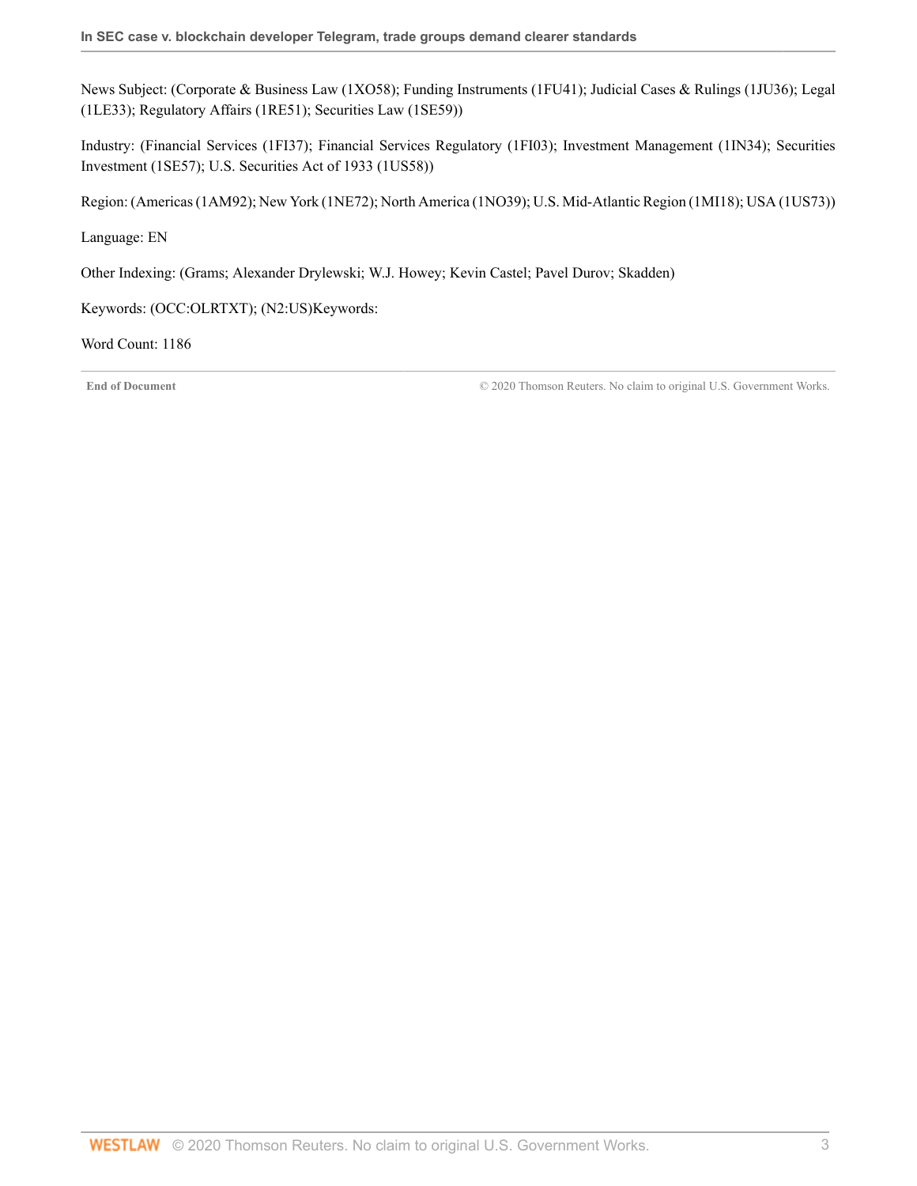News Subject: (Corporate & Business Law (1XO58); Funding Instruments (1FU41); Judicial Cases & Rulings (1JU36); Legal (1LE33); Regulatory Affairs (1RE51); Securities Law (1SE59))

Industry: (Financial Services (1FI37); Financial Services Regulatory (1FI03); Investment Management (1IN34); Securities Investment (1SE57); U.S. Securities Act of 1933 (1US58))

Region: (Americas (1AM92); New York (1NE72); North America (1NO39); U.S. Mid-Atlantic Region (1MI18); USA (1US73))

Language: EN

Other Indexing: (Grams; Alexander Drylewski; W.J. Howey; Kevin Castel; Pavel Durov; Skadden)

Keywords: (OCC:OLRTXT); (N2:US)Keywords:

Word Count: 1186

**End of Document** © 2020 Thomson Reuters. No claim to original U.S. Government Works.